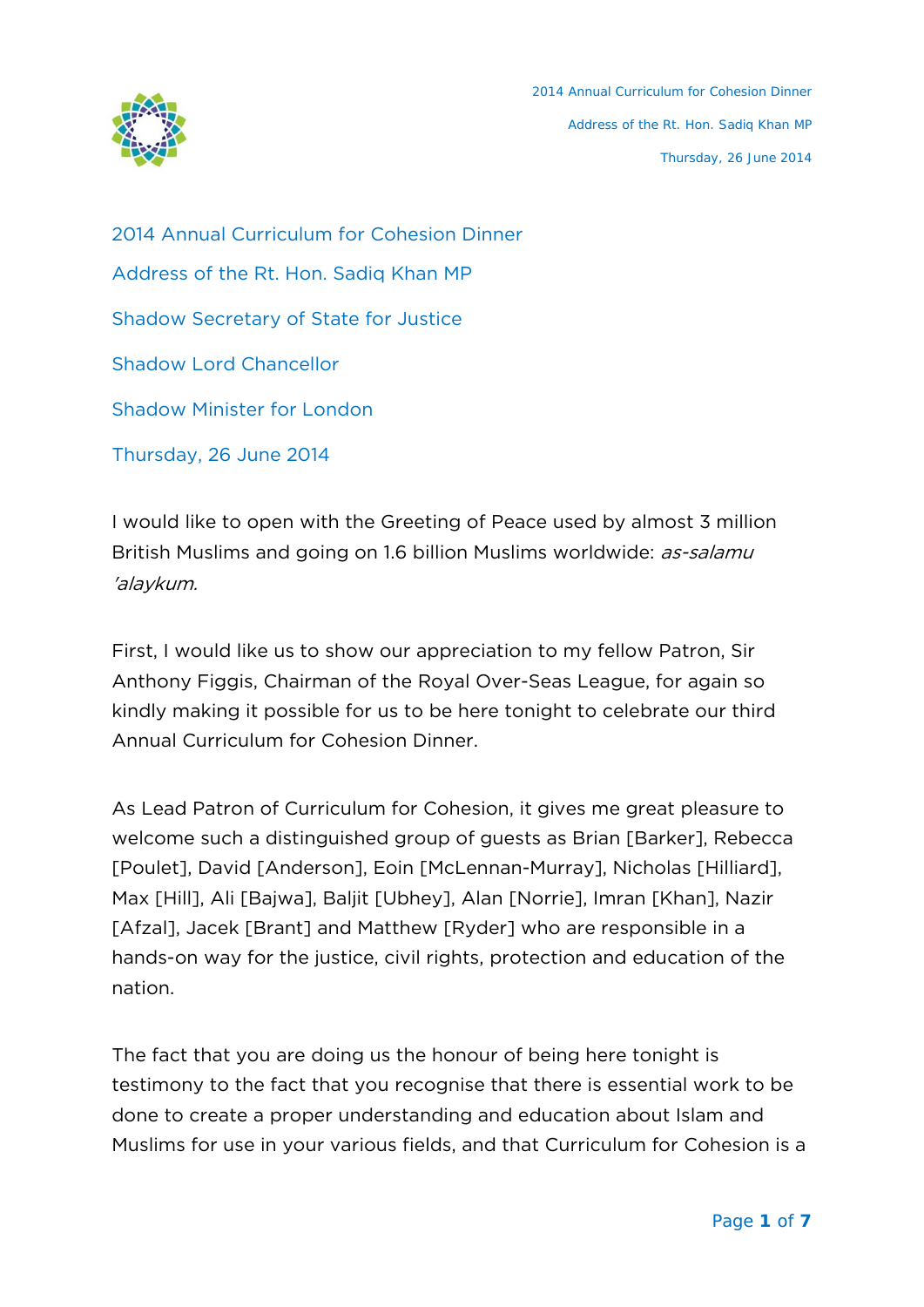# 2014 Annual Curriculum for Cohesion Dinner

## Address of the Rt. Hon. Sadiq Khan MP

Shadow Secretary of State for Justice

Shadow Lord Chancellor

Shadow Minister for London

Thursday, 26 June 2014

I would like to open with the Greeting of Peace used by almost 3 million British Muslims and going on 1.6 billion Muslims worldwide: *as-salamu 'alaykum.*

First, I would like us to show our appreciation to my fellow Patron, Sir Anthony Figgis, Chairman of the Royal Over-Seas League, for again so kindly making it possible for us to be here tonight to celebrate our third Annual Curriculum for Cohesion Dinner.

As Lead Patron of Curriculum for Cohesion, it gives me great pleasure to welcome such a distinguished group of guests as Brian [Barker], Rebecca [Poulet], David [Anderson], Eoin [McLennan-Murray], Nicholas [Hilliard], Max [Hill], Ali [Bajwa], Baljit [Ubhey], Alan [Norrie], Imran [Khan], Nazir [Afzal], Jacek [Brant] and Matthew [Ryder] who are responsible in a hands-on way for the justice, civil rights, protection and education of the nation.

The fact that you are doing us the honour of being here tonight is testimony to the fact that you recognise that there is essential work to be done to create a proper understanding and education about Islam and Muslims for use in your various fields, and that Curriculum for Cohesion is a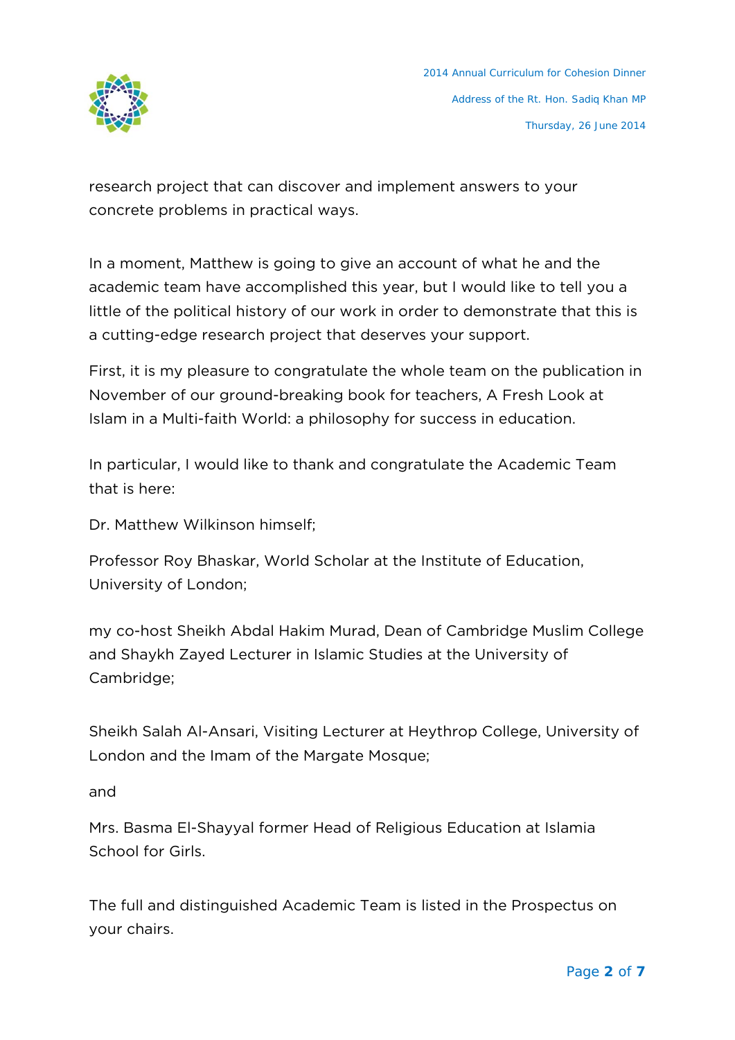research project that can discover and implement answers to your concrete problems in practical ways.

In a moment, Matthew is going to give an account of what he and the academic team have accomplished this year, but I would like to tell you a little of the political history of our work in order to demonstrate that this is a cutting-edge research project that deserves your support.

First, it is my pleasure to congratulate the whole team on the publication in November of our ground-breaking book for teachers, A Fresh Look at Islam in a Multi-faith World: a philosophy for success in education.

In particular, I would like to thank and congratulate the Academic Team that is here:

Dr. Matthew Wilkinson himself;

Professor Roy Bhaskar, World Scholar at the Institute of Education, University of London;

my co-host Sheikh Abdal Hakim Murad, Dean of Cambridge Muslim College and Shaykh Zayed Lecturer in Islamic Studies at the University of Cambridge;

Sheikh Salah Al-Ansari, Visiting Lecturer at Heythrop College, University of London and the Imam of the Margate Mosque;

and

Mrs. Basma El-Shayyal former Head of Religious Education at Islamia School for Girls.

The full and distinguished Academic Team is listed in the Prospectus on your chairs.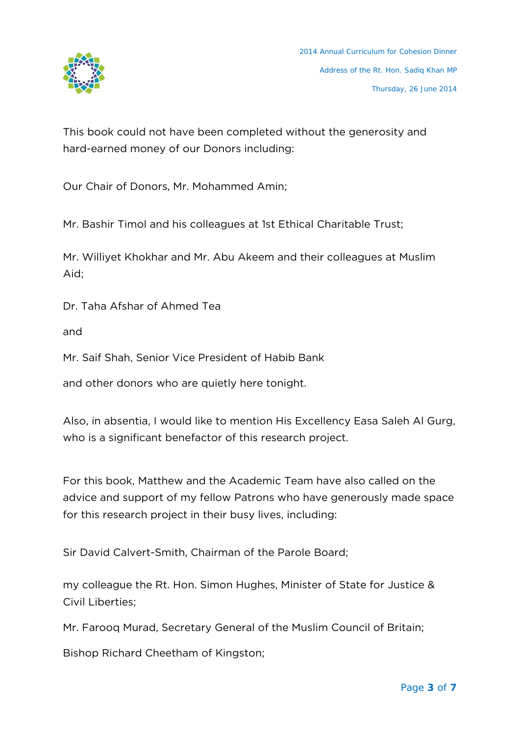This book could not have been completed without the generosity and hard-earned money of our Donors including:

Our Chair of Donors, Mr. Mohammed Amin;

Mr. Bashir Timol and his colleagues at 1st Ethical Charitable Trust;

Mr. Williyet Khokhar and Mr. Abu Akeem and their colleagues at Muslim Aid;

Dr. Taha Afshar of Ahmed Tea

and

Mr. Saif Shah, Senior Vice President of Habib Bank

and other donors who are quietly here tonight.

Also, in absentia, I would like to mention His Excellency Easa Saleh Al Gurg, who is a significant benefactor of this research project.

For this book, Matthew and the Academic Team have also called on the advice and support of my fellow Patrons who have generously made space for this research project in their busy lives, including:

Sir David Calvert-Smith, Chairman of the Parole Board;

my colleague the Rt. Hon. Simon Hughes, Minister of State for Justice & Civil Liberties;

Mr. Farooq Murad, Secretary General of the Muslim Council of Britain;

Bishop Richard Cheetham of Kingston;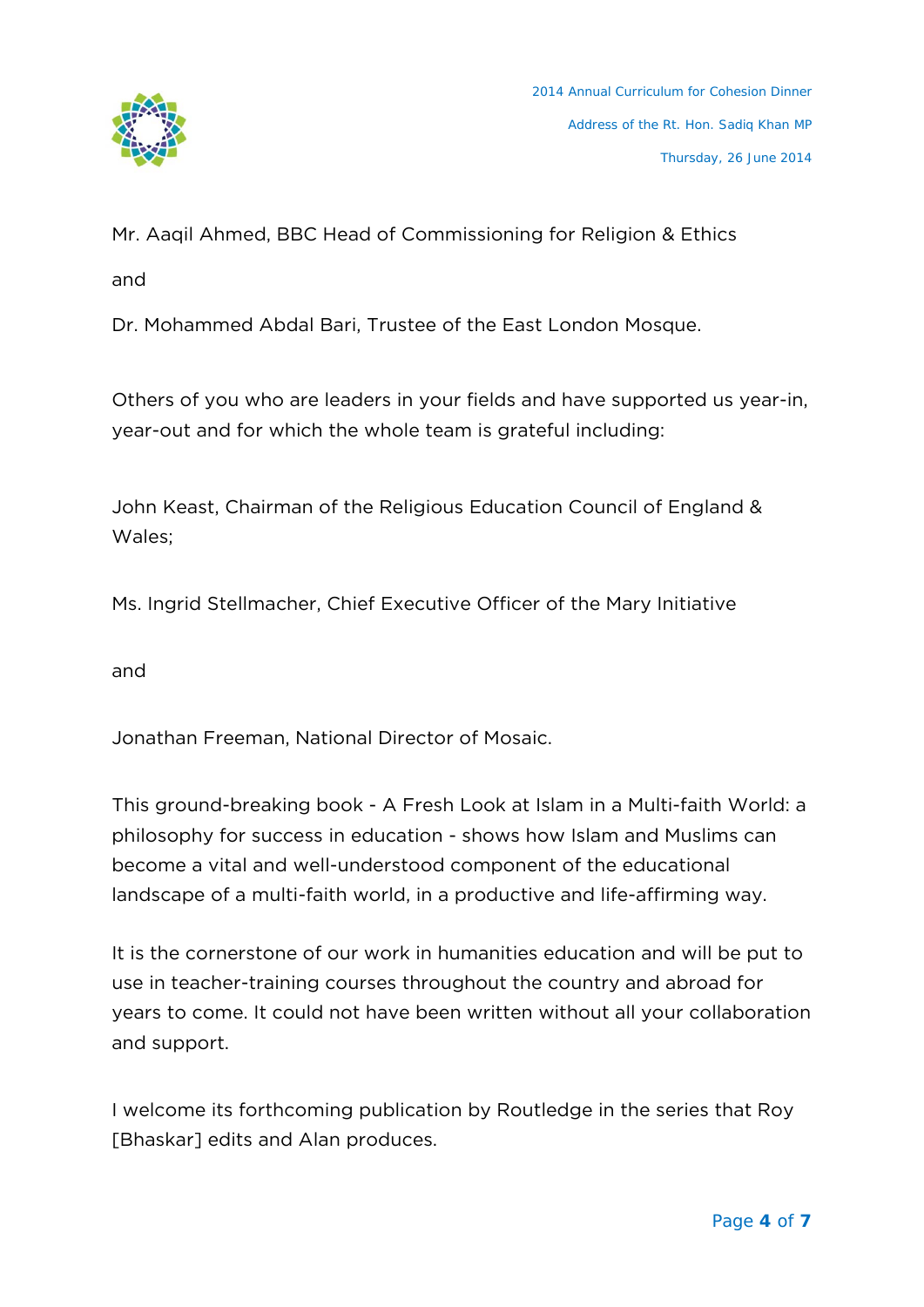Mr. Aaqil Ahmed, BBC Head of Commissioning for Religion & Ethics

and

Dr. Mohammed Abdal Bari, Trustee of the East London Mosque.

Others of you who are leaders in your fields and have supported us year-in, year-out and for which the whole team is grateful including:

John Keast, Chairman of the Religious Education Council of England & Wales;

Ms. Ingrid Stellmacher, Chief Executive Officer of the Mary Initiative

and

Jonathan Freeman, National Director of Mosaic.

This ground-breaking book - A Fresh Look at Islam in a Multi-faith World: a philosophy for success in education - shows how Islam and Muslims can become a vital and well-understood component of the educational landscape of a multi-faith world, in a productive and life-affirming way.

It is the cornerstone of our work in humanities education and will be put to use in teacher-training courses throughout the country and abroad for years to come. It could not have been written without all your collaboration and support.

I welcome its forthcoming publication by Routledge in the series that Roy [Bhaskar] edits and Alan produces.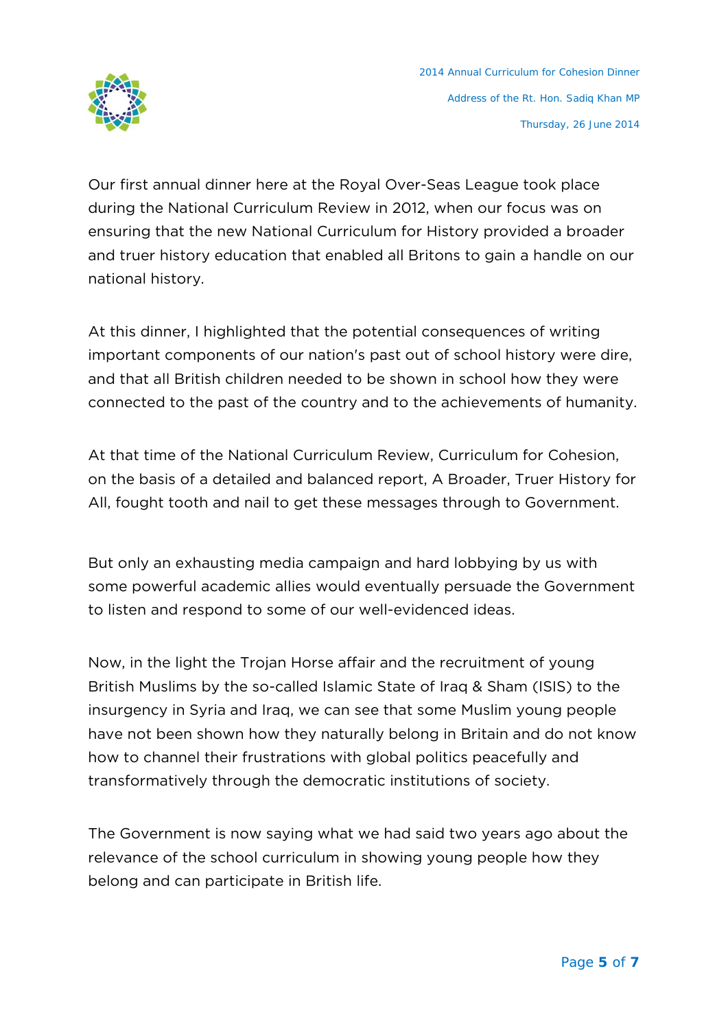Our first annual dinner here at the Royal Over-Seas League took place during the National Curriculum Review in 2012, when our focus was on ensuring that the new National Curriculum for History provided a broader and truer history education that enabled all Britons to gain a handle on our national history.

At this dinner, I highlighted that the potential consequences of writing important components of our nation's past out of school history were dire, and that all British children needed to be shown in school how they were connected to the past of the country and to the achievements of humanity.

At that time of the National Curriculum Review, Curriculum for Cohesion, on the basis of a detailed and balanced report, A Broader, Truer History for All, fought tooth and nail to get these messages through to Government.

But only an exhausting media campaign and hard lobbying by us with some powerful academic allies would eventually persuade the Government to listen and respond to some of our well-evidenced ideas.

Now, in the light the Trojan Horse affair and the recruitment of young British Muslims by the so-called Islamic State of Iraq & Sham (ISIS) to the insurgency in Syria and Iraq, we can see that some Muslim young people have not been shown how they naturally belong in Britain and do not know how to channel their frustrations with global politics peacefully and transformatively through the democratic institutions of society.

The Government is now saying what we had said two years ago about the relevance of the school curriculum in showing young people how they belong and can participate in British life.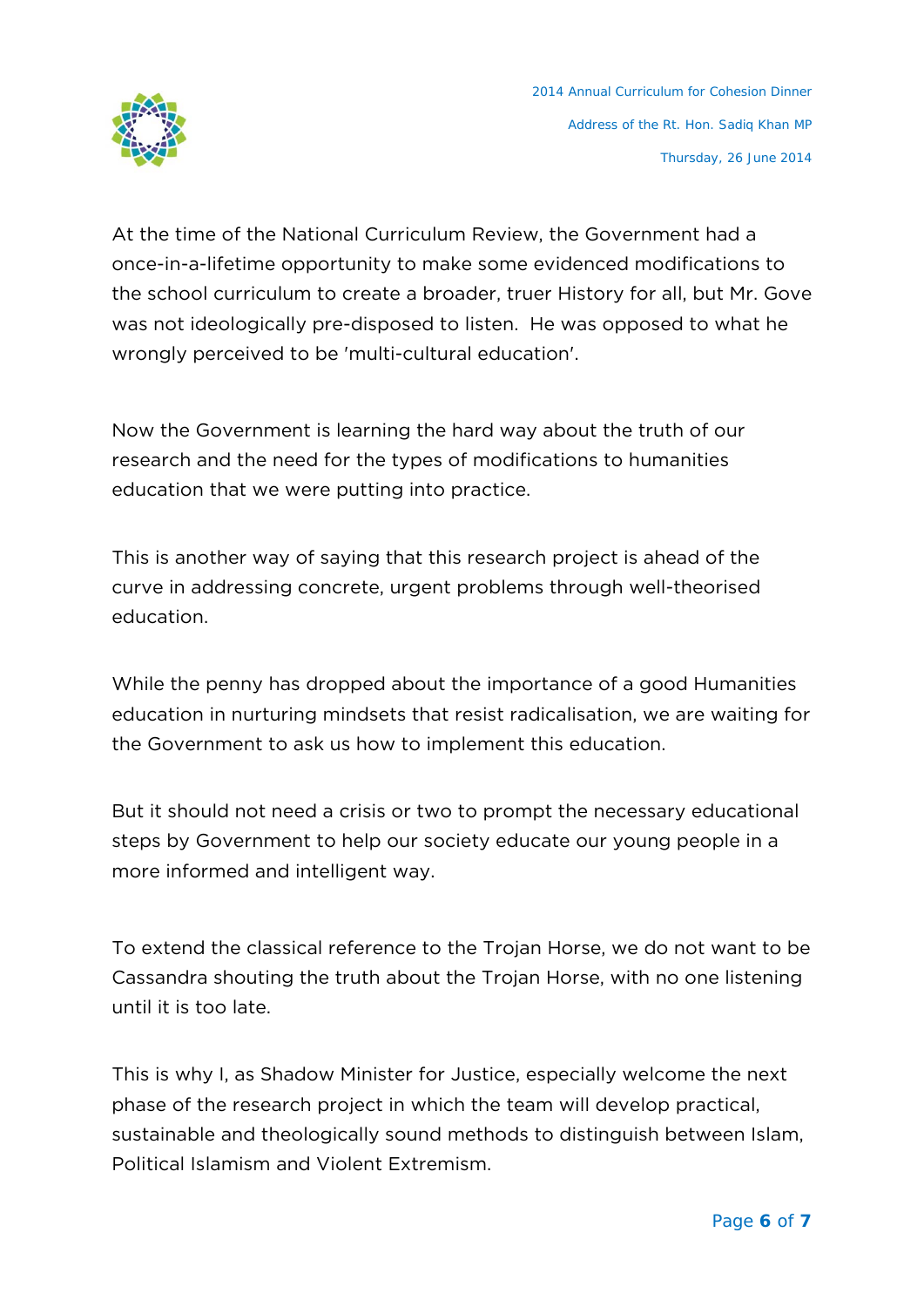At the time of the National Curriculum Review, the Government had a once-in-a-lifetime opportunity to make some evidenced modifications to the school curriculum to create a broader, truer History for all, but Mr. Gove was not ideologically pre-disposed to listen.  He was opposed to what he wrongly perceived to be 'multi-cultural education'.

Now the Government is learning the hard way about the truth of our research and the need for the types of modifications to humanities education that we were putting into practice.

This is another way of saying that this research project is ahead of the curve in addressing concrete, urgent problems through well-theorised education.

While the penny has dropped about the importance of a good Humanities education in nurturing mindsets that resist radicalisation, we are waiting for the Government to ask us how to implement this education.

But it should not need a crisis or two to prompt the necessary educational steps by Government to help our society educate our young people in a more informed and intelligent way.

To extend the classical reference to the Trojan Horse, we do not want to be Cassandra shouting the truth about the Trojan Horse, with no one listening until it is too late.

This is why I, as Shadow Minister for Justice, especially welcome the next phase of the research project in which the team will develop practical, sustainable and theologically sound methods to distinguish between Islam, Political Islamism and Violent Extremism.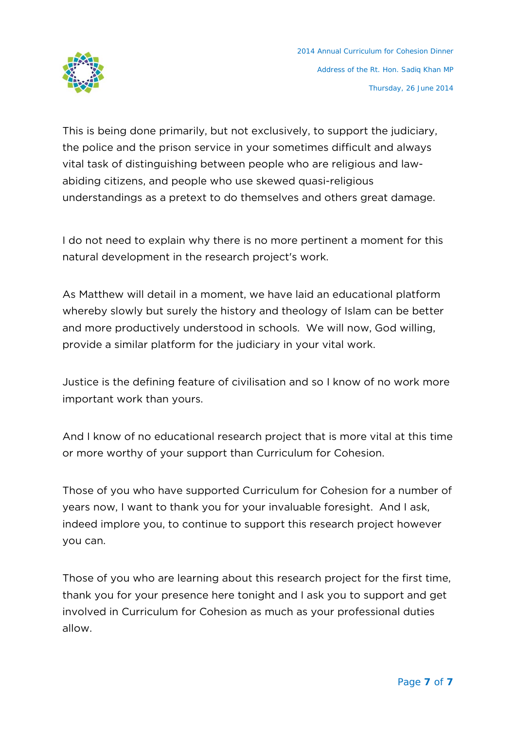This is being done primarily, but not exclusively, to support the judiciary, the police and the prison service in your sometimes difficult and always vital task of distinguishing between people who are religious and law-abiding citizens, and people who use skewed quasi-religious understandings as a pretext to do themselves and others great damage.

I do not need to explain why there is no more pertinent a moment for this natural development in the research project's work.

As Matthew will detail in a moment, we have laid an educational platform whereby slowly but surely the history and theology of Islam can be better and more productively understood in schools. We will now, God willing, provide a similar platform for the judiciary in your vital work.

Justice is the defining feature of civilisation and so I know of no work more important work than yours.

And I know of no educational research project that is more vital at this time or more worthy of your support than Curriculum for Cohesion.

Those of you who have supported Curriculum for Cohesion for a number of years now, I want to thank you for your invaluable foresight. And I ask, indeed implore you, to continue to support this research project however you can.

Those of you who are learning about this research project for the first time, thank you for your presence here tonight and I ask you to support and get involved in Curriculum for Cohesion as much as your professional duties allow.